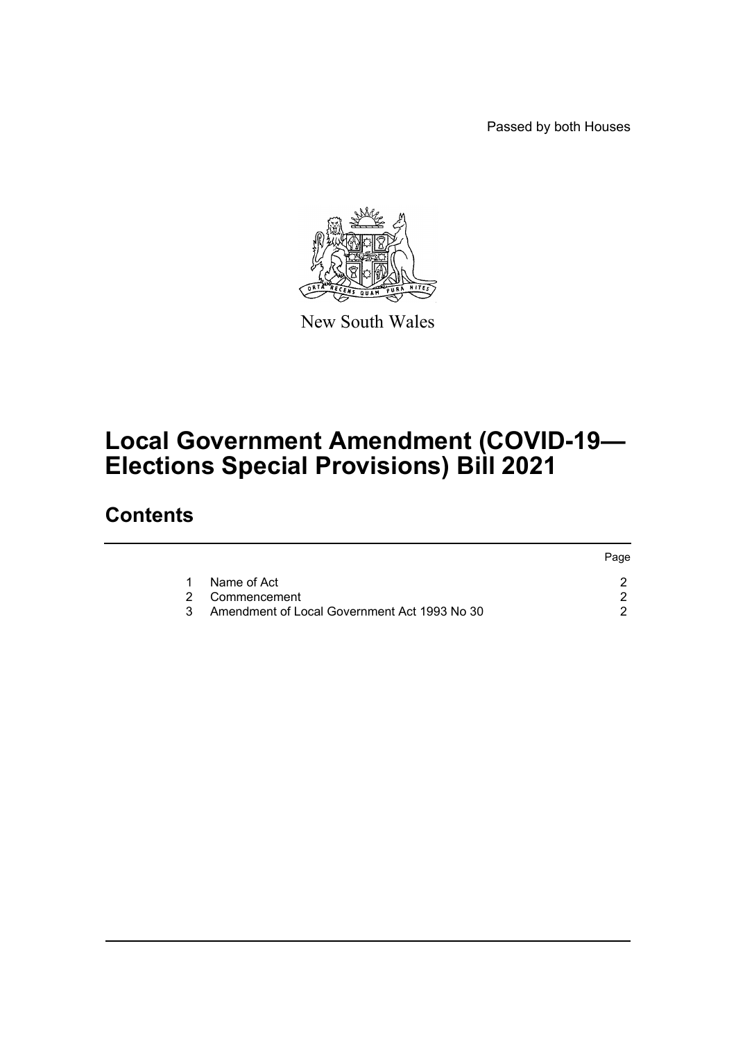Passed by both Houses

New South Wales

# Local Government Amendment (COVID-19—Elections Special Provisions) Bill 2021

## Contents

| | | Page |
|---|---|---|
| 1 | Name of Act | 2 |
| 2 | Commencement | 2 |
| 3 | Amendment of Local Government Act 1993 No 30 | 2 |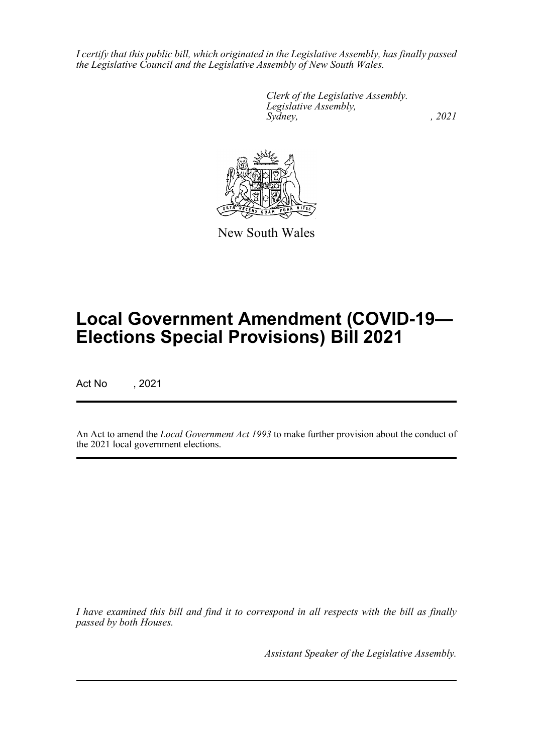*I certify that this public bill, which originated in the Legislative Assembly, has finally passed the Legislative Council and the Legislative Assembly of New South Wales.*

*Clerk of the Legislative Assembly.*
*Legislative Assembly,*
*Sydney, , 2021*

New South Wales

# Local Government Amendment (COVID-19—Elections Special Provisions) Bill 2021

Act No , 2021

An Act to amend the *Local Government Act 1993* to make further provision about the conduct of the 2021 local government elections.

*I have examined this bill and find it to correspond in all respects with the bill as finally passed by both Houses.*

*Assistant Speaker of the Legislative Assembly.*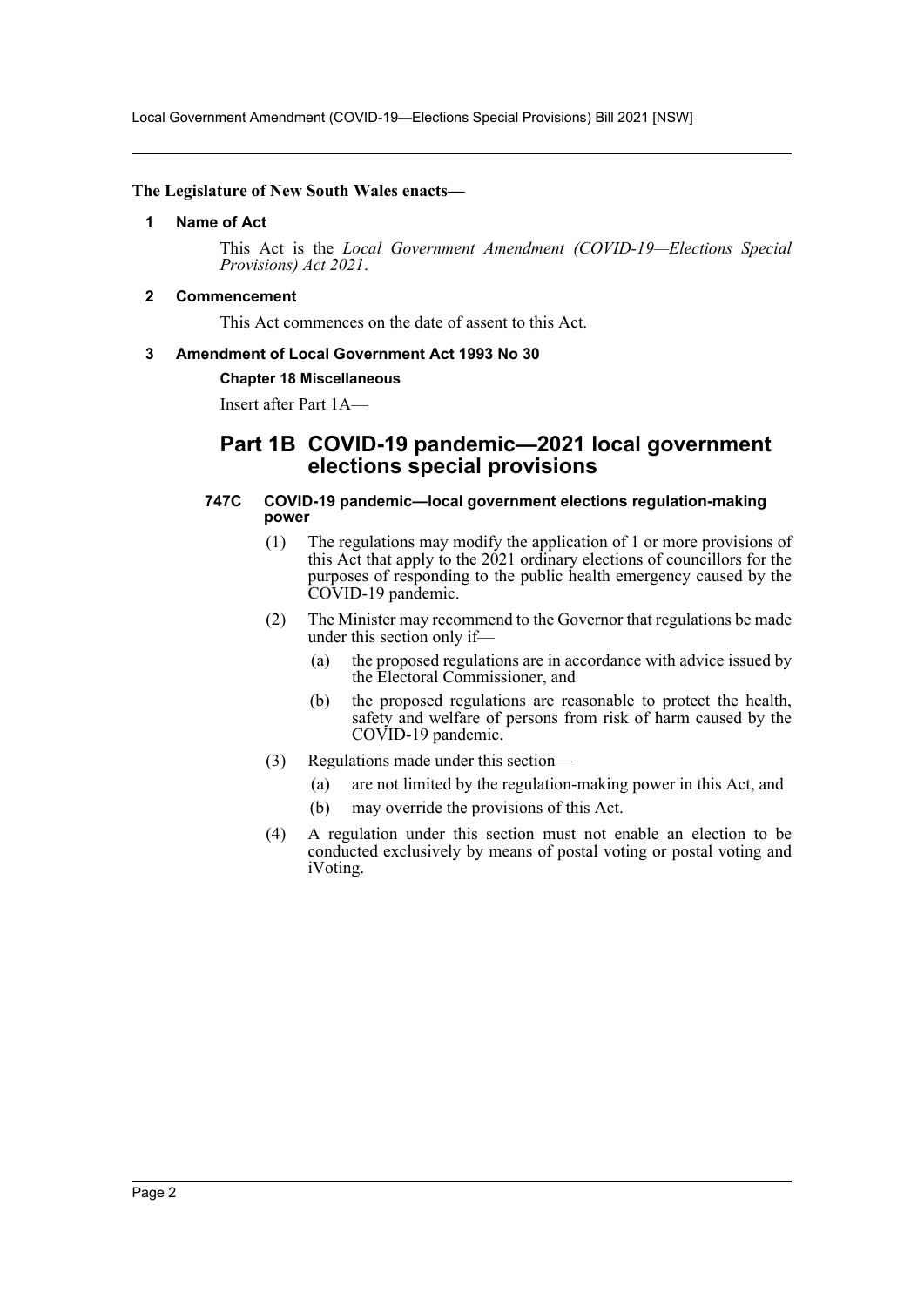**The Legislature of New South Wales enacts—**

### 1 Name of Act

This Act is the *Local Government Amendment (COVID-19—Elections Special Provisions) Act 2021*.

### 2 Commencement

This Act commences on the date of assent to this Act.

### 3 Amendment of Local Government Act 1993 No 30

**Chapter 18 Miscellaneous**

Insert after Part 1A—

## Part 1B COVID-19 pandemic—2021 local government elections special provisions

#### 747C COVID-19 pandemic—local government elections regulation-making power

(1) The regulations may modify the application of 1 or more provisions of this Act that apply to the 2021 ordinary elections of councillors for the purposes of responding to the public health emergency caused by the COVID-19 pandemic.

(2) The Minister may recommend to the Governor that regulations be made under this section only if—

- (a) the proposed regulations are in accordance with advice issued by the Electoral Commissioner, and
- (b) the proposed regulations are reasonable to protect the health, safety and welfare of persons from risk of harm caused by the COVID-19 pandemic.

(3) Regulations made under this section—

- (a) are not limited by the regulation-making power in this Act, and
- (b) may override the provisions of this Act.

(4) A regulation under this section must not enable an election to be conducted exclusively by means of postal voting or postal voting and iVoting.